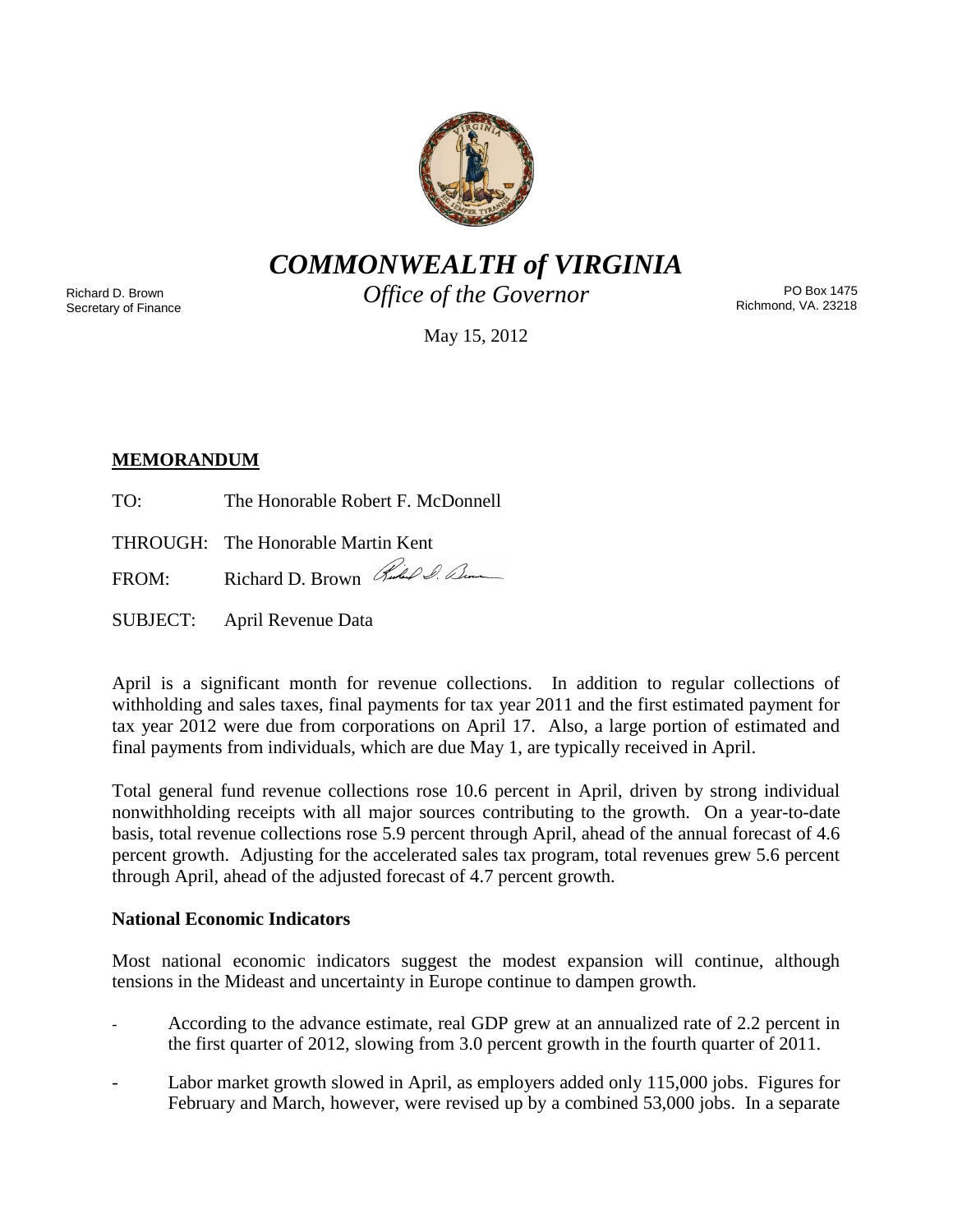# *COMMONWEALTH of VIRGINIA*

*Office of the Governor*

Richard D. Brown
Secretary of Finance

PO Box 1475
Richmond, VA. 23218

May 15, 2012

**MEMORANDUM**

TO: The Honorable Robert F. McDonnell

THROUGH: The Honorable Martin Kent

FROM: Richard D. Brown

SUBJECT: April Revenue Data

April is a significant month for revenue collections. In addition to regular collections of withholding and sales taxes, final payments for tax year 2011 and the first estimated payment for tax year 2012 were due from corporations on April 17. Also, a large portion of estimated and final payments from individuals, which are due May 1, are typically received in April.

Total general fund revenue collections rose 10.6 percent in April, driven by strong individual nonwithholding receipts with all major sources contributing to the growth. On a year-to-date basis, total revenue collections rose 5.9 percent through April, ahead of the annual forecast of 4.6 percent growth. Adjusting for the accelerated sales tax program, total revenues grew 5.6 percent through April, ahead of the adjusted forecast of 4.7 percent growth.

**National Economic Indicators**

Most national economic indicators suggest the modest expansion will continue, although tensions in the Mideast and uncertainty in Europe continue to dampen growth.

- According to the advance estimate, real GDP grew at an annualized rate of 2.2 percent in the first quarter of 2012, slowing from 3.0 percent growth in the fourth quarter of 2011.
- Labor market growth slowed in April, as employers added only 115,000 jobs. Figures for February and March, however, were revised up by a combined 53,000 jobs. In a separate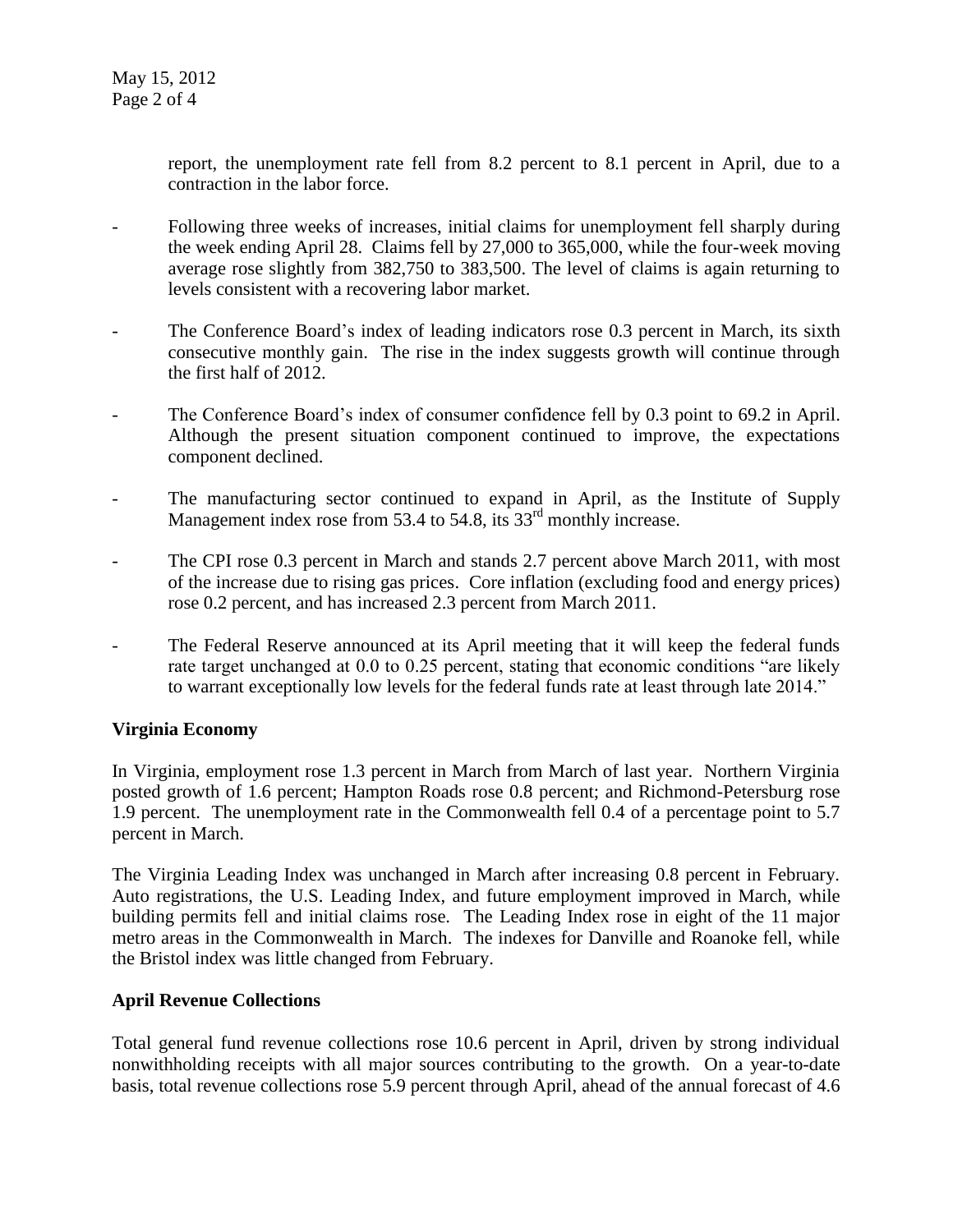report, the unemployment rate fell from 8.2 percent to 8.1 percent in April, due to a contraction in the labor force.

- Following three weeks of increases, initial claims for unemployment fell sharply during the week ending April 28. Claims fell by 27,000 to 365,000, while the four-week moving average rose slightly from 382,750 to 383,500. The level of claims is again returning to levels consistent with a recovering labor market.
- The Conference Board's index of leading indicators rose 0.3 percent in March, its sixth consecutive monthly gain. The rise in the index suggests growth will continue through the first half of 2012.
- The Conference Board's index of consumer confidence fell by 0.3 point to 69.2 in April. Although the present situation component continued to improve, the expectations component declined.
- The manufacturing sector continued to expand in April, as the Institute of Supply Management index rose from 53.4 to 54.8, its 33rd monthly increase.
- The CPI rose 0.3 percent in March and stands 2.7 percent above March 2011, with most of the increase due to rising gas prices. Core inflation (excluding food and energy prices) rose 0.2 percent, and has increased 2.3 percent from March 2011.
- The Federal Reserve announced at its April meeting that it will keep the federal funds rate target unchanged at 0.0 to 0.25 percent, stating that economic conditions "are likely to warrant exceptionally low levels for the federal funds rate at least through late 2014."

**Virginia Economy**

In Virginia, employment rose 1.3 percent in March from March of last year. Northern Virginia posted growth of 1.6 percent; Hampton Roads rose 0.8 percent; and Richmond-Petersburg rose 1.9 percent. The unemployment rate in the Commonwealth fell 0.4 of a percentage point to 5.7 percent in March.

The Virginia Leading Index was unchanged in March after increasing 0.8 percent in February. Auto registrations, the U.S. Leading Index, and future employment improved in March, while building permits fell and initial claims rose. The Leading Index rose in eight of the 11 major metro areas in the Commonwealth in March. The indexes for Danville and Roanoke fell, while the Bristol index was little changed from February.

**April Revenue Collections**

Total general fund revenue collections rose 10.6 percent in April, driven by strong individual nonwithholding receipts with all major sources contributing to the growth. On a year-to-date basis, total revenue collections rose 5.9 percent through April, ahead of the annual forecast of 4.6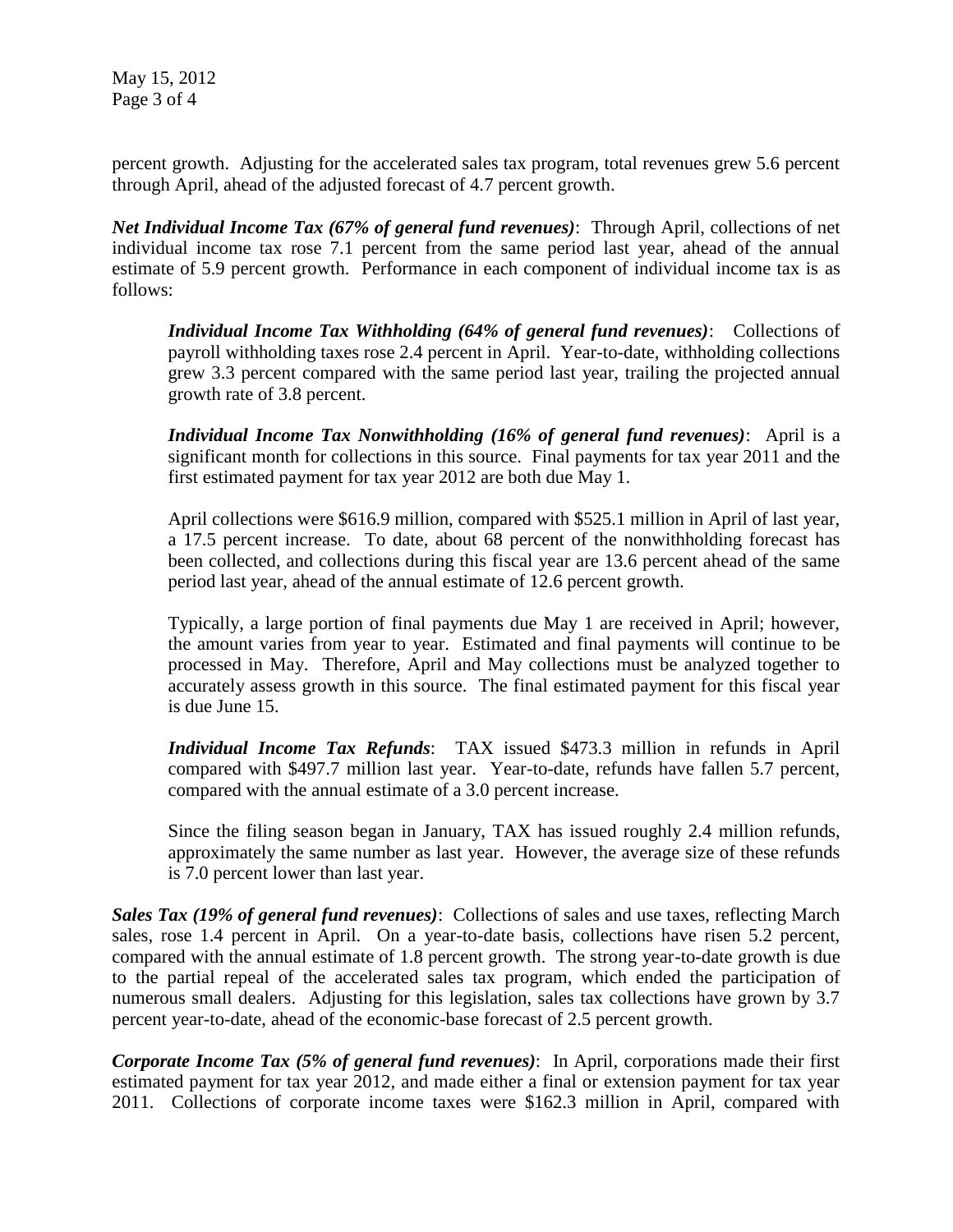percent growth. Adjusting for the accelerated sales tax program, total revenues grew 5.6 percent through April, ahead of the adjusted forecast of 4.7 percent growth.

***Net Individual Income Tax (67% of general fund revenues)***: Through April, collections of net individual income tax rose 7.1 percent from the same period last year, ahead of the annual estimate of 5.9 percent growth. Performance in each component of individual income tax is as follows:

> ***Individual Income Tax Withholding (64% of general fund revenues)***: Collections of payroll withholding taxes rose 2.4 percent in April. Year-to-date, withholding collections grew 3.3 percent compared with the same period last year, trailing the projected annual growth rate of 3.8 percent.
>
> ***Individual Income Tax Nonwithholding (16% of general fund revenues)***: April is a significant month for collections in this source. Final payments for tax year 2011 and the first estimated payment for tax year 2012 are both due May 1.
>
> April collections were $616.9 million, compared with $525.1 million in April of last year, a 17.5 percent increase. To date, about 68 percent of the nonwithholding forecast has been collected, and collections during this fiscal year are 13.6 percent ahead of the same period last year, ahead of the annual estimate of 12.6 percent growth.
>
> Typically, a large portion of final payments due May 1 are received in April; however, the amount varies from year to year. Estimated and final payments will continue to be processed in May. Therefore, April and May collections must be analyzed together to accurately assess growth in this source. The final estimated payment for this fiscal year is due June 15.
>
> ***Individual Income Tax Refunds***: TAX issued $473.3 million in refunds in April compared with $497.7 million last year. Year-to-date, refunds have fallen 5.7 percent, compared with the annual estimate of a 3.0 percent increase.
>
> Since the filing season began in January, TAX has issued roughly 2.4 million refunds, approximately the same number as last year. However, the average size of these refunds is 7.0 percent lower than last year.

***Sales Tax (19% of general fund revenues)***: Collections of sales and use taxes, reflecting March sales, rose 1.4 percent in April. On a year-to-date basis, collections have risen 5.2 percent, compared with the annual estimate of 1.8 percent growth. The strong year-to-date growth is due to the partial repeal of the accelerated sales tax program, which ended the participation of numerous small dealers. Adjusting for this legislation, sales tax collections have grown by 3.7 percent year-to-date, ahead of the economic-base forecast of 2.5 percent growth.

***Corporate Income Tax (5% of general fund revenues)***: In April, corporations made their first estimated payment for tax year 2012, and made either a final or extension payment for tax year 2011. Collections of corporate income taxes were $162.3 million in April, compared with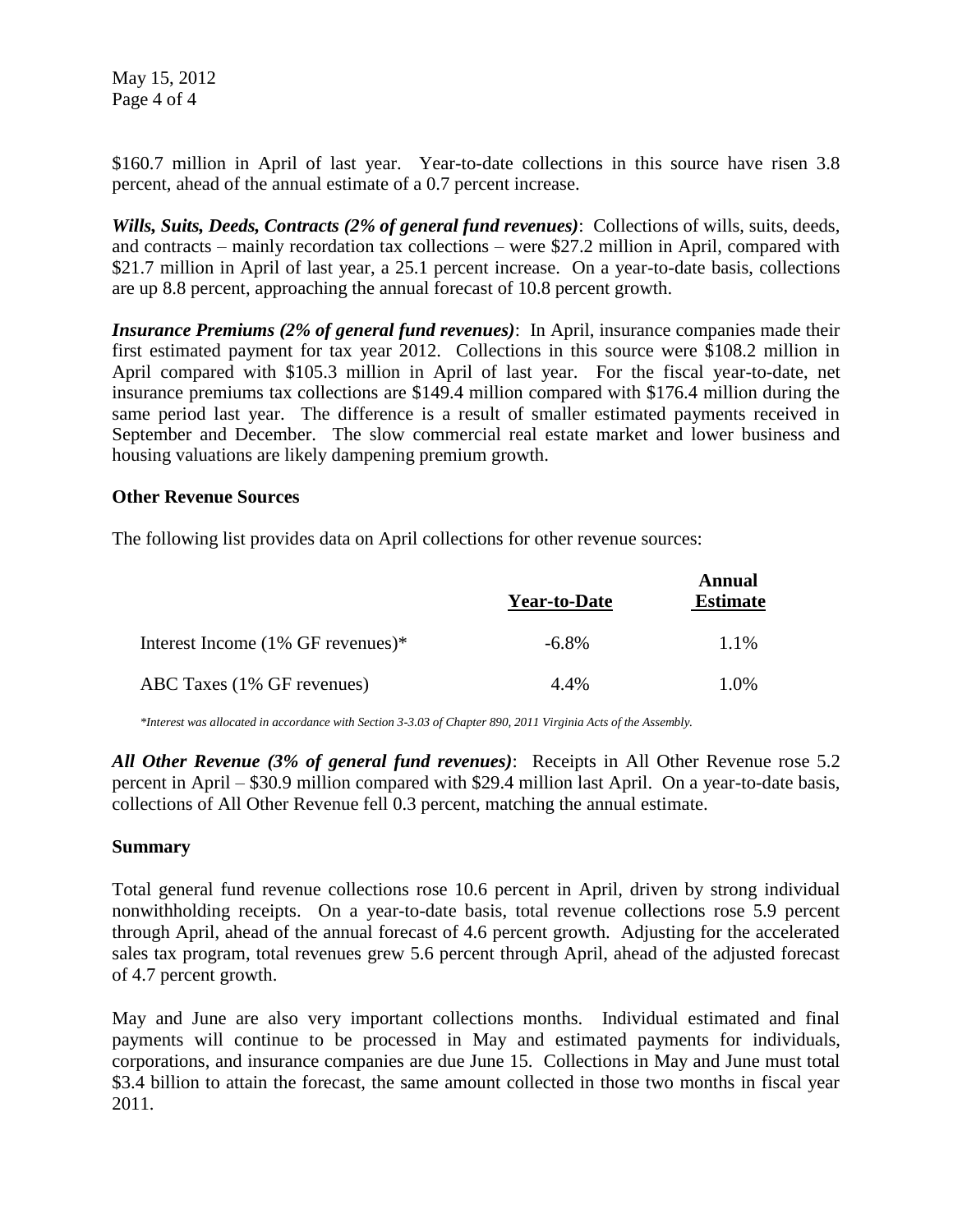$160.7 million in April of last year. Year-to-date collections in this source have risen 3.8 percent, ahead of the annual estimate of a 0.7 percent increase.

***Wills, Suits, Deeds, Contracts (2% of general fund revenues)***: Collections of wills, suits, deeds, and contracts – mainly recordation tax collections – were $27.2 million in April, compared with $21.7 million in April of last year, a 25.1 percent increase. On a year-to-date basis, collections are up 8.8 percent, approaching the annual forecast of 10.8 percent growth.

***Insurance Premiums (2% of general fund revenues)***: In April, insurance companies made their first estimated payment for tax year 2012. Collections in this source were $108.2 million in April compared with $105.3 million in April of last year. For the fiscal year-to-date, net insurance premiums tax collections are $149.4 million compared with $176.4 million during the same period last year. The difference is a result of smaller estimated payments received in September and December. The slow commercial real estate market and lower business and housing valuations are likely dampening premium growth.

**Other Revenue Sources**

The following list provides data on April collections for other revenue sources:

| | Year-to-Date | Annual Estimate |
|---|---|---|
| Interest Income (1% GF revenues)* | -6.8% | 1.1% |
| ABC Taxes (1% GF revenues) | 4.4% | 1.0% |

*\*Interest was allocated in accordance with Section 3-3.03 of Chapter 890, 2011 Virginia Acts of the Assembly.*

***All Other Revenue (3% of general fund revenues)***: Receipts in All Other Revenue rose 5.2 percent in April – $30.9 million compared with $29.4 million last April. On a year-to-date basis, collections of All Other Revenue fell 0.3 percent, matching the annual estimate.

**Summary**

Total general fund revenue collections rose 10.6 percent in April, driven by strong individual nonwithholding receipts. On a year-to-date basis, total revenue collections rose 5.9 percent through April, ahead of the annual forecast of 4.6 percent growth. Adjusting for the accelerated sales tax program, total revenues grew 5.6 percent through April, ahead of the adjusted forecast of 4.7 percent growth.

May and June are also very important collections months. Individual estimated and final payments will continue to be processed in May and estimated payments for individuals, corporations, and insurance companies are due June 15. Collections in May and June must total $3.4 billion to attain the forecast, the same amount collected in those two months in fiscal year 2011.